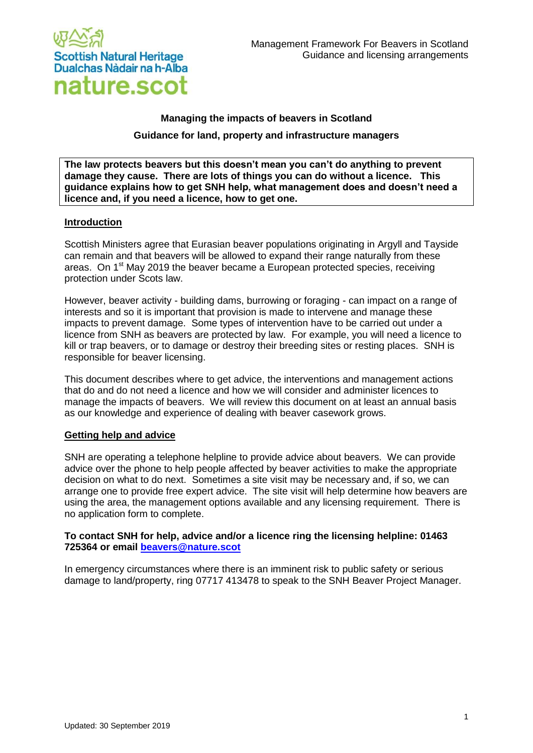Scottish Natural Heritage
Dualchas Nàdair na h-Alba
nature.scot

Management Framework For Beavers in Scotland
Guidance and licensing arrangements

## Managing the impacts of beavers in Scotland

### Guidance for land, property and infrastructure managers

**The law protects beavers but this doesn't mean you can't do anything to prevent damage they cause. There are lots of things you can do without a licence. This guidance explains how to get SNH help, what management does and doesn't need a licence and, if you need a licence, how to get one.**

### Introduction

Scottish Ministers agree that Eurasian beaver populations originating in Argyll and Tayside can remain and that beavers will be allowed to expand their range naturally from these areas. On 1st May 2019 the beaver became a European protected species, receiving protection under Scots law.

However, beaver activity - building dams, burrowing or foraging - can impact on a range of interests and so it is important that provision is made to intervene and manage these impacts to prevent damage. Some types of intervention have to be carried out under a licence from SNH as beavers are protected by law. For example, you will need a licence to kill or trap beavers, or to damage or destroy their breeding sites or resting places. SNH is responsible for beaver licensing.

This document describes where to get advice, the interventions and management actions that do and do not need a licence and how we will consider and administer licences to manage the impacts of beavers. We will review this document on at least an annual basis as our knowledge and experience of dealing with beaver casework grows.

### Getting help and advice

SNH are operating a telephone helpline to provide advice about beavers. We can provide advice over the phone to help people affected by beaver activities to make the appropriate decision on what to do next. Sometimes a site visit may be necessary and, if so, we can arrange one to provide free expert advice. The site visit will help determine how beavers are using the area, the management options available and any licensing requirement. There is no application form to complete.

**To contact SNH for help, advice and/or a licence ring the licensing helpline: 01463 725364 or email beavers@nature.scot**

In emergency circumstances where there is an imminent risk to public safety or serious damage to land/property, ring 07717 413478 to speak to the SNH Beaver Project Manager.

Updated: 30 September 2019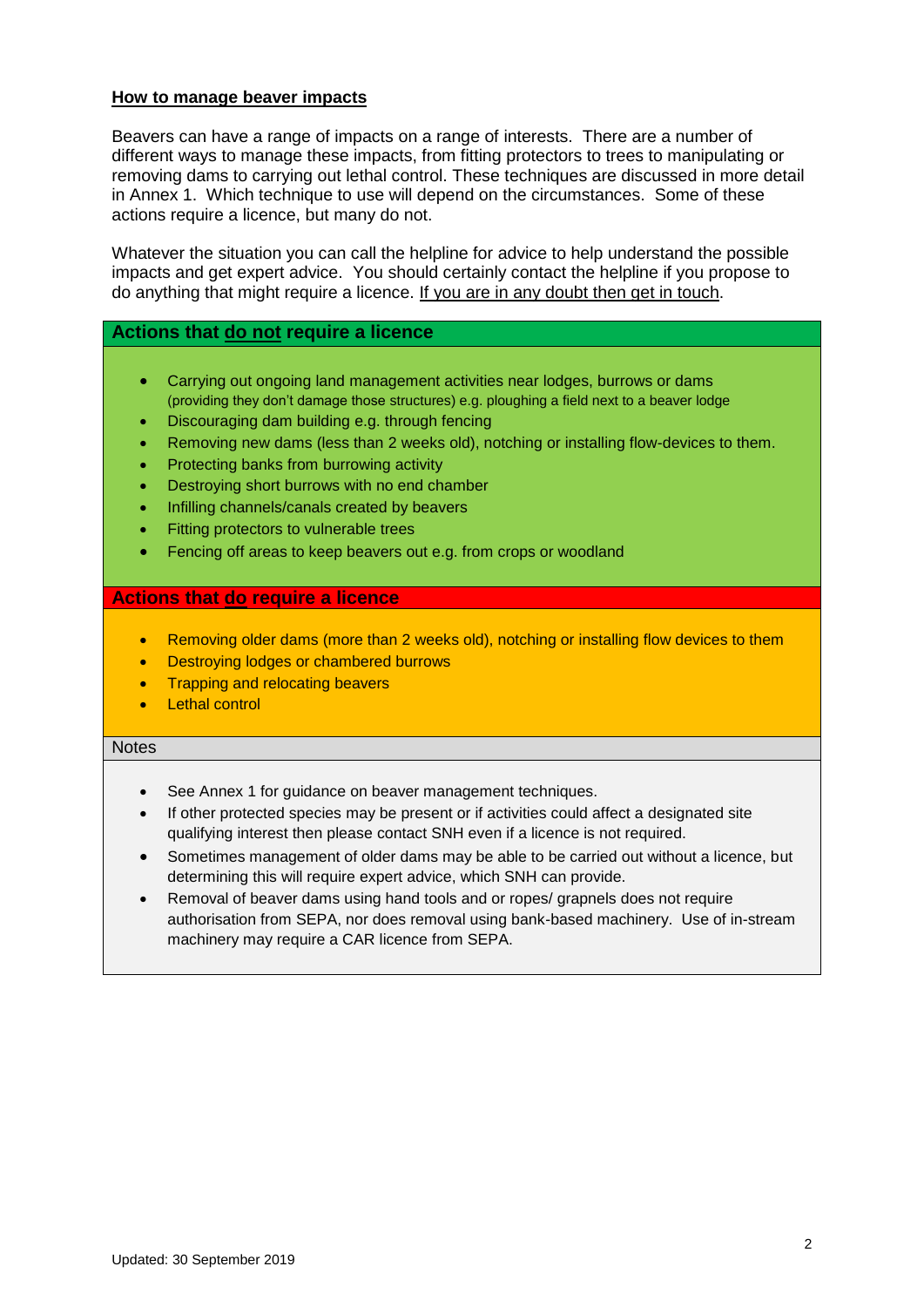## How to manage beaver impacts

Beavers can have a range of impacts on a range of interests. There are a number of different ways to manage these impacts, from fitting protectors to trees to manipulating or removing dams to carrying out lethal control. These techniques are discussed in more detail in Annex 1. Which technique to use will depend on the circumstances. Some of these actions require a licence, but many do not.

Whatever the situation you can call the helpline for advice to help understand the possible impacts and get expert advice. You should certainly contact the helpline if you propose to do anything that might require a licence. If you are in any doubt then get in touch.

### Actions that do not require a licence

- Carrying out ongoing land management activities near lodges, burrows or dams (providing they don't damage those structures) e.g. ploughing a field next to a beaver lodge
- Discouraging dam building e.g. through fencing
- Removing new dams (less than 2 weeks old), notching or installing flow-devices to them.
- Protecting banks from burrowing activity
- Destroying short burrows with no end chamber
- Infilling channels/canals created by beavers
- Fitting protectors to vulnerable trees
- Fencing off areas to keep beavers out e.g. from crops or woodland

### Actions that do require a licence

- Removing older dams (more than 2 weeks old), notching or installing flow devices to them
- Destroying lodges or chambered burrows
- Trapping and relocating beavers
- Lethal control

### Notes

- See Annex 1 for guidance on beaver management techniques.
- If other protected species may be present or if activities could affect a designated site qualifying interest then please contact SNH even if a licence is not required.
- Sometimes management of older dams may be able to be carried out without a licence, but determining this will require expert advice, which SNH can provide.
- Removal of beaver dams using hand tools and or ropes/ grapnels does not require authorisation from SEPA, nor does removal using bank-based machinery. Use of in-stream machinery may require a CAR licence from SEPA.

Updated: 30 September 2019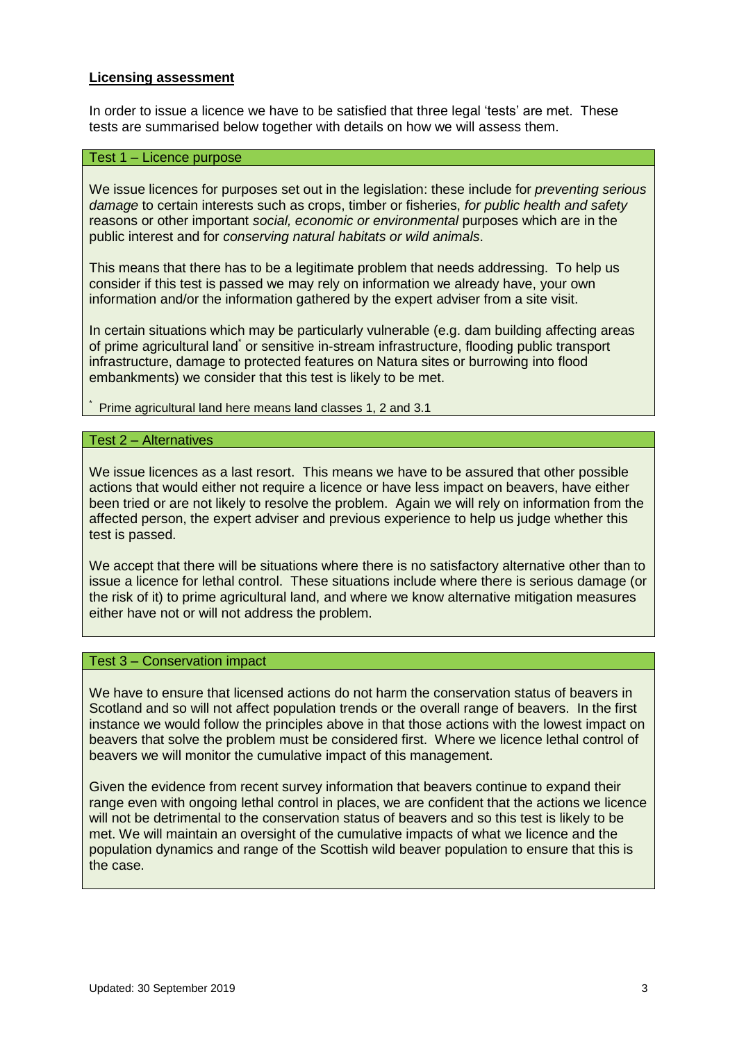**Licensing assessment**

In order to issue a licence we have to be satisfied that three legal 'tests' are met. These tests are summarised below together with details on how we will assess them.

### Test 1 – Licence purpose

We issue licences for purposes set out in the legislation: these include for *preventing serious damage* to certain interests such as crops, timber or fisheries, *for public health and safety* reasons or other important *social, economic or environmental* purposes which are in the public interest and for *conserving natural habitats or wild animals*.

This means that there has to be a legitimate problem that needs addressing. To help us consider if this test is passed we may rely on information we already have, your own information and/or the information gathered by the expert adviser from a site visit.

In certain situations which may be particularly vulnerable (e.g. dam building affecting areas of prime agricultural land[*] or sensitive in-stream infrastructure, flooding public transport infrastructure, damage to protected features on Natura sites or burrowing into flood embankments) we consider that this test is likely to be met.

[*] Prime agricultural land here means land classes 1, 2 and 3.1

### Test 2 – Alternatives

We issue licences as a last resort. This means we have to be assured that other possible actions that would either not require a licence or have less impact on beavers, have either been tried or are not likely to resolve the problem. Again we will rely on information from the affected person, the expert adviser and previous experience to help us judge whether this test is passed.

We accept that there will be situations where there is no satisfactory alternative other than to issue a licence for lethal control. These situations include where there is serious damage (or the risk of it) to prime agricultural land, and where we know alternative mitigation measures either have not or will not address the problem.

### Test 3 – Conservation impact

We have to ensure that licensed actions do not harm the conservation status of beavers in Scotland and so will not affect population trends or the overall range of beavers. In the first instance we would follow the principles above in that those actions with the lowest impact on beavers that solve the problem must be considered first. Where we licence lethal control of beavers we will monitor the cumulative impact of this management.

Given the evidence from recent survey information that beavers continue to expand their range even with ongoing lethal control in places, we are confident that the actions we licence will not be detrimental to the conservation status of beavers and so this test is likely to be met. We will maintain an oversight of the cumulative impacts of what we licence and the population dynamics and range of the Scottish wild beaver population to ensure that this is the case.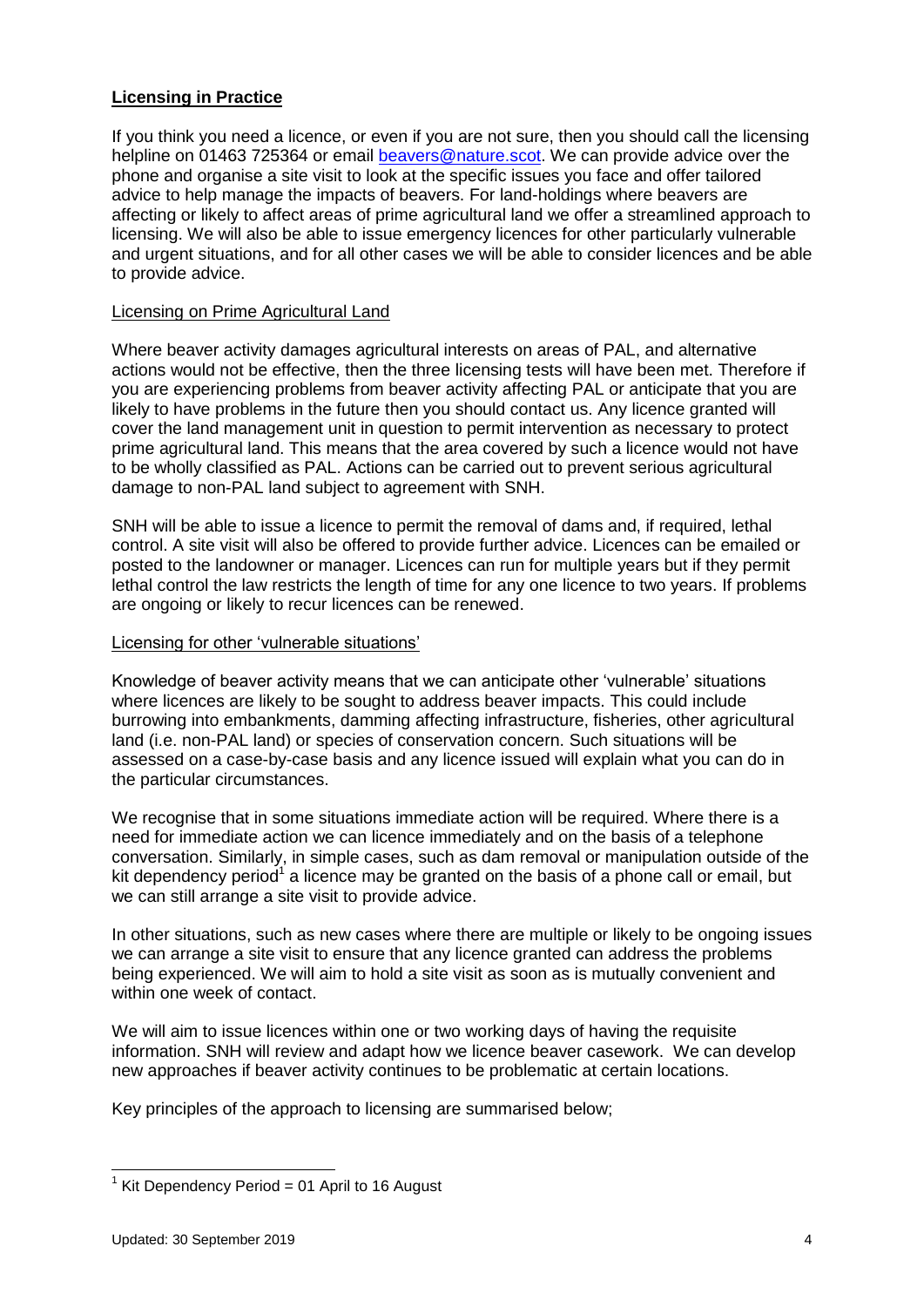## **Licensing in Practice**

If you think you need a licence, or even if you are not sure, then you should call the licensing helpline on 01463 725364 or email beavers@nature.scot. We can provide advice over the phone and organise a site visit to look at the specific issues you face and offer tailored advice to help manage the impacts of beavers. For land-holdings where beavers are affecting or likely to affect areas of prime agricultural land we offer a streamlined approach to licensing. We will also be able to issue emergency licences for other particularly vulnerable and urgent situations, and for all other cases we will be able to consider licences and be able to provide advice.

### Licensing on Prime Agricultural Land

Where beaver activity damages agricultural interests on areas of PAL, and alternative actions would not be effective, then the three licensing tests will have been met. Therefore if you are experiencing problems from beaver activity affecting PAL or anticipate that you are likely to have problems in the future then you should contact us. Any licence granted will cover the land management unit in question to permit intervention as necessary to protect prime agricultural land. This means that the area covered by such a licence would not have to be wholly classified as PAL. Actions can be carried out to prevent serious agricultural damage to non-PAL land subject to agreement with SNH.

SNH will be able to issue a licence to permit the removal of dams and, if required, lethal control. A site visit will also be offered to provide further advice. Licences can be emailed or posted to the landowner or manager. Licences can run for multiple years but if they permit lethal control the law restricts the length of time for any one licence to two years. If problems are ongoing or likely to recur licences can be renewed.

### Licensing for other 'vulnerable situations'

Knowledge of beaver activity means that we can anticipate other 'vulnerable' situations where licences are likely to be sought to address beaver impacts. This could include burrowing into embankments, damming affecting infrastructure, fisheries, other agricultural land (i.e. non-PAL land) or species of conservation concern. Such situations will be assessed on a case-by-case basis and any licence issued will explain what you can do in the particular circumstances.

We recognise that in some situations immediate action will be required. Where there is a need for immediate action we can licence immediately and on the basis of a telephone conversation. Similarly, in simple cases, such as dam removal or manipulation outside of the kit dependency period[1] a licence may be granted on the basis of a phone call or email, but we can still arrange a site visit to provide advice.

In other situations, such as new cases where there are multiple or likely to be ongoing issues we can arrange a site visit to ensure that any licence granted can address the problems being experienced. We will aim to hold a site visit as soon as is mutually convenient and within one week of contact.

We will aim to issue licences within one or two working days of having the requisite information. SNH will review and adapt how we licence beaver casework. We can develop new approaches if beaver activity continues to be problematic at certain locations.

Key principles of the approach to licensing are summarised below;

[1] Kit Dependency Period = 01 April to 16 August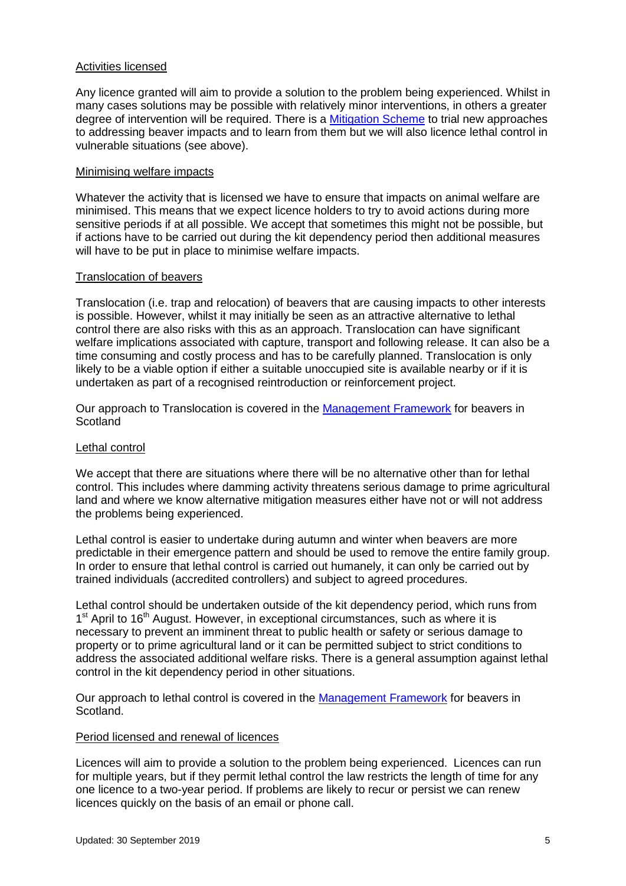## Activities licensed

Any licence granted will aim to provide a solution to the problem being experienced. Whilst in many cases solutions may be possible with relatively minor interventions, in others a greater degree of intervention will be required. There is a Mitigation Scheme to trial new approaches to addressing beaver impacts and to learn from them but we will also licence lethal control in vulnerable situations (see above).

## Minimising welfare impacts

Whatever the activity that is licensed we have to ensure that impacts on animal welfare are minimised. This means that we expect licence holders to try to avoid actions during more sensitive periods if at all possible. We accept that sometimes this might not be possible, but if actions have to be carried out during the kit dependency period then additional measures will have to be put in place to minimise welfare impacts.

## Translocation of beavers

Translocation (i.e. trap and relocation) of beavers that are causing impacts to other interests is possible. However, whilst it may initially be seen as an attractive alternative to lethal control there are also risks with this as an approach. Translocation can have significant welfare implications associated with capture, transport and following release. It can also be a time consuming and costly process and has to be carefully planned. Translocation is only likely to be a viable option if either a suitable unoccupied site is available nearby or if it is undertaken as part of a recognised reintroduction or reinforcement project.

Our approach to Translocation is covered in the Management Framework for beavers in Scotland

## Lethal control

We accept that there are situations where there will be no alternative other than for lethal control. This includes where damming activity threatens serious damage to prime agricultural land and where we know alternative mitigation measures either have not or will not address the problems being experienced.

Lethal control is easier to undertake during autumn and winter when beavers are more predictable in their emergence pattern and should be used to remove the entire family group. In order to ensure that lethal control is carried out humanely, it can only be carried out by trained individuals (accredited controllers) and subject to agreed procedures.

Lethal control should be undertaken outside of the kit dependency period, which runs from 1st April to 16th August. However, in exceptional circumstances, such as where it is necessary to prevent an imminent threat to public health or safety or serious damage to property or to prime agricultural land or it can be permitted subject to strict conditions to address the associated additional welfare risks. There is a general assumption against lethal control in the kit dependency period in other situations.

Our approach to lethal control is covered in the Management Framework for beavers in Scotland.

## Period licensed and renewal of licences

Licences will aim to provide a solution to the problem being experienced. Licences can run for multiple years, but if they permit lethal control the law restricts the length of time for any one licence to a two-year period. If problems are likely to recur or persist we can renew licences quickly on the basis of an email or phone call.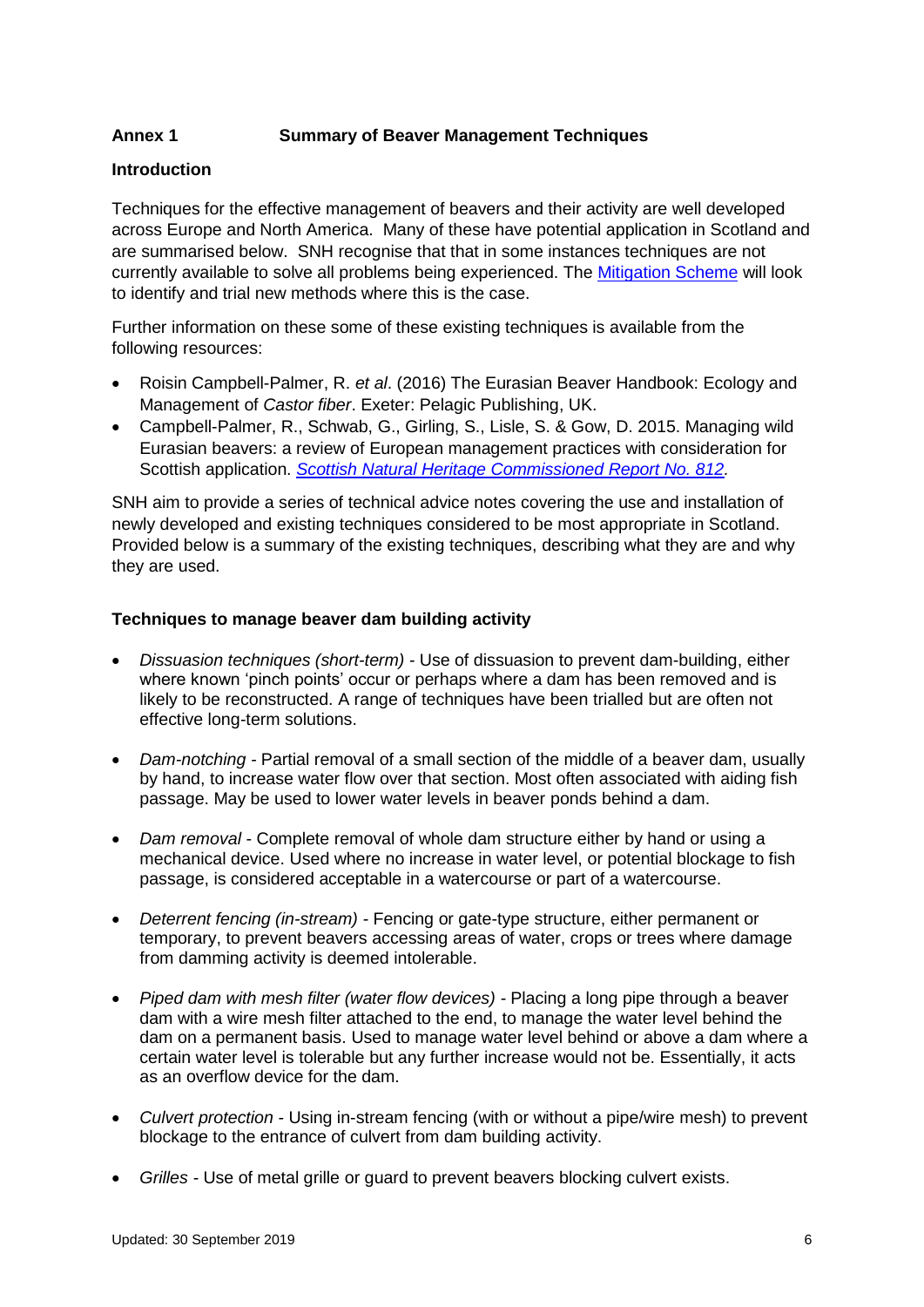## Annex 1 Summary of Beaver Management Techniques

### Introduction

Techniques for the effective management of beavers and their activity are well developed across Europe and North America. Many of these have potential application in Scotland and are summarised below. SNH recognise that that in some instances techniques are not currently available to solve all problems being experienced. The [Mitigation Scheme](#) will look to identify and trial new methods where this is the case.

Further information on these some of these existing techniques is available from the following resources:

- Roisin Campbell-Palmer, R. *et al*. (2016) The Eurasian Beaver Handbook: Ecology and Management of *Castor fiber*. Exeter: Pelagic Publishing, UK.
- Campbell-Palmer, R., Schwab, G., Girling, S., Lisle, S. & Gow, D. 2015. Managing wild Eurasian beavers: a review of European management practices with consideration for Scottish application. *[Scottish Natural Heritage Commissioned Report No. 812](#).*

SNH aim to provide a series of technical advice notes covering the use and installation of newly developed and existing techniques considered to be most appropriate in Scotland. Provided below is a summary of the existing techniques, describing what they are and why they are used.

### Techniques to manage beaver dam building activity

- *Dissuasion techniques (short-term)* - Use of dissuasion to prevent dam-building, either where known 'pinch points' occur or perhaps where a dam has been removed and is likely to be reconstructed. A range of techniques have been trialled but are often not effective long-term solutions.

- *Dam-notching* - Partial removal of a small section of the middle of a beaver dam, usually by hand, to increase water flow over that section. Most often associated with aiding fish passage. May be used to lower water levels in beaver ponds behind a dam.

- *Dam removal* - Complete removal of whole dam structure either by hand or using a mechanical device. Used where no increase in water level, or potential blockage to fish passage, is considered acceptable in a watercourse or part of a watercourse.

- *Deterrent fencing (in-stream)* - Fencing or gate-type structure, either permanent or temporary, to prevent beavers accessing areas of water, crops or trees where damage from damming activity is deemed intolerable.

- *Piped dam with mesh filter (water flow devices)* - Placing a long pipe through a beaver dam with a wire mesh filter attached to the end, to manage the water level behind the dam on a permanent basis. Used to manage water level behind or above a dam where a certain water level is tolerable but any further increase would not be. Essentially, it acts as an overflow device for the dam.

- *Culvert protection* - Using in-stream fencing (with or without a pipe/wire mesh) to prevent blockage to the entrance of culvert from dam building activity.

- *Grilles* - Use of metal grille or guard to prevent beavers blocking culvert exists.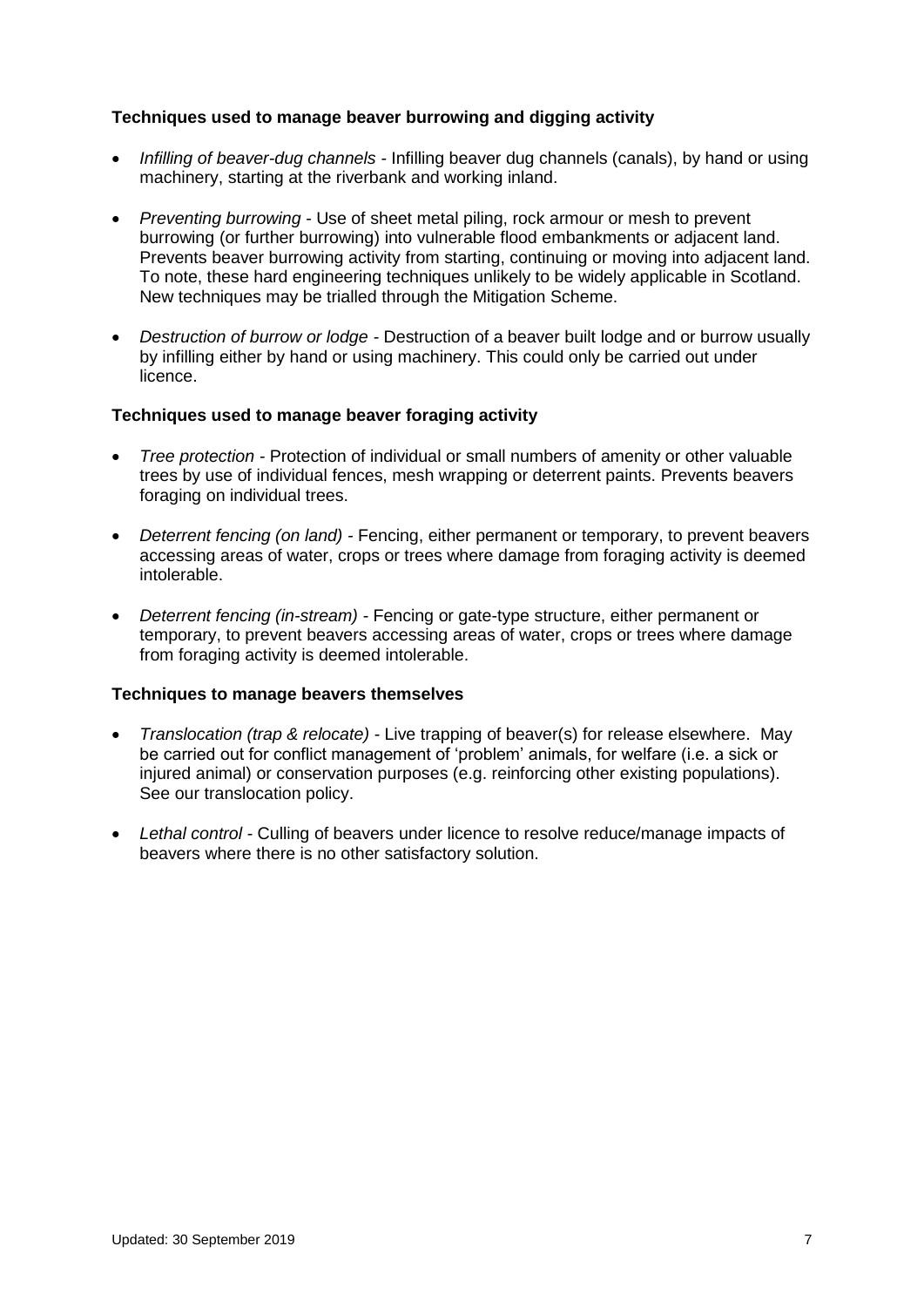**Techniques used to manage beaver burrowing and digging activity**

- *Infilling of beaver-dug channels* - Infilling beaver dug channels (canals), by hand or using machinery, starting at the riverbank and working inland.
- *Preventing burrowing* - Use of sheet metal piling, rock armour or mesh to prevent burrowing (or further burrowing) into vulnerable flood embankments or adjacent land. Prevents beaver burrowing activity from starting, continuing or moving into adjacent land. To note, these hard engineering techniques unlikely to be widely applicable in Scotland. New techniques may be trialled through the Mitigation Scheme.
- *Destruction of burrow or lodge* - Destruction of a beaver built lodge and or burrow usually by infilling either by hand or using machinery. This could only be carried out under licence.

**Techniques used to manage beaver foraging activity**

- *Tree protection* - Protection of individual or small numbers of amenity or other valuable trees by use of individual fences, mesh wrapping or deterrent paints. Prevents beavers foraging on individual trees.
- *Deterrent fencing (on land)* - Fencing, either permanent or temporary, to prevent beavers accessing areas of water, crops or trees where damage from foraging activity is deemed intolerable.
- *Deterrent fencing (in-stream)* - Fencing or gate-type structure, either permanent or temporary, to prevent beavers accessing areas of water, crops or trees where damage from foraging activity is deemed intolerable.

**Techniques to manage beavers themselves**

- *Translocation (trap & relocate)* - Live trapping of beaver(s) for release elsewhere. May be carried out for conflict management of 'problem' animals, for welfare (i.e. a sick or injured animal) or conservation purposes (e.g. reinforcing other existing populations). See our translocation policy.
- *Lethal control* - Culling of beavers under licence to resolve reduce/manage impacts of beavers where there is no other satisfactory solution.

Updated: 30 September 2019